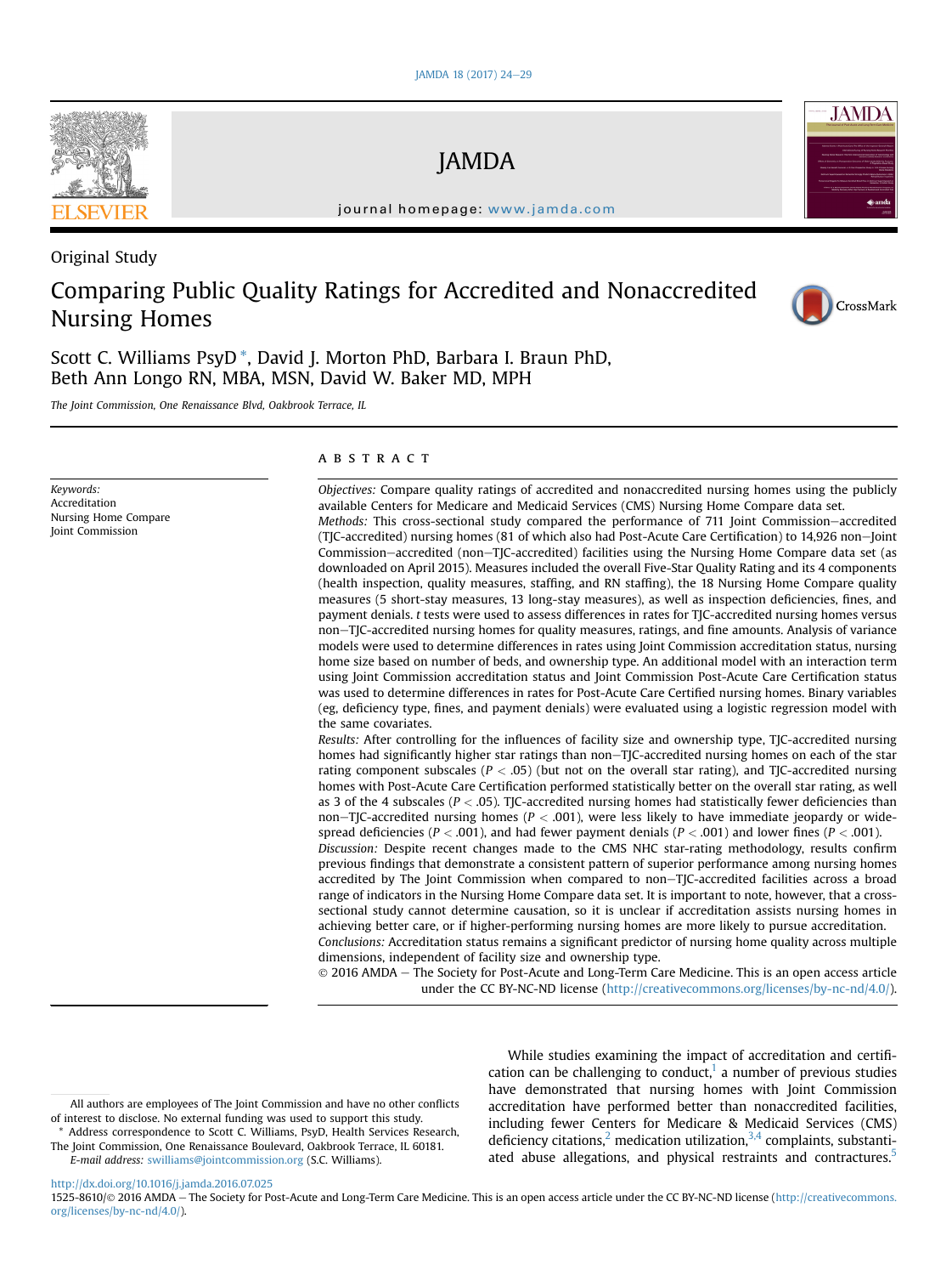Original Study

# Comparing Public Quality Ratings for Accredited and Nonaccredited Nursing Homes

Scott C. Williams PsyD *, David J. Morton PhD, Barbara I. Braun PhD, Beth Ann Longo RN, MBA, MSN, David W. Baker MD, MPH

*The Joint Commission, One Renaissance Blvd, Oakbrook Terrace, IL*

*Keywords:*
Accreditation
Nursing Home Compare
Joint Commission

## ABSTRACT

*Objectives:* Compare quality ratings of accredited and nonaccredited nursing homes using the publicly available Centers for Medicare and Medicaid Services (CMS) Nursing Home Compare data set.

*Methods:* This cross-sectional study compared the performance of 711 Joint Commission–accredited (TJC-accredited) nursing homes (81 of which also had Post-Acute Care Certification) to 14,926 non–Joint Commission–accredited (non–TJC-accredited) facilities using the Nursing Home Compare data set (as downloaded on April 2015). Measures included the overall Five-Star Quality Rating and its 4 components (health inspection, quality measures, staffing, and RN staffing), the 18 Nursing Home Compare quality measures (5 short-stay measures, 13 long-stay measures), as well as inspection deficiencies, fines, and payment denials. *t* tests were used to assess differences in rates for TJC-accredited nursing homes versus non–TJC-accredited nursing homes for quality measures, ratings, and fine amounts. Analysis of variance models were used to determine differences in rates using Joint Commission accreditation status, nursing home size based on number of beds, and ownership type. An additional model with an interaction term using Joint Commission accreditation status and Joint Commission Post-Acute Care Certification status was used to determine differences in rates for Post-Acute Care Certified nursing homes. Binary variables (eg, deficiency type, fines, and payment denials) were evaluated using a logistic regression model with the same covariates.

*Results:* After controlling for the influences of facility size and ownership type, TJC-accredited nursing homes had significantly higher star ratings than non–TJC-accredited nursing homes on each of the star rating component subscales ($P < .05$) (but not on the overall star rating), and TJC-accredited nursing homes with Post-Acute Care Certification performed statistically better on the overall star rating, as well as 3 of the 4 subscales ($P < .05$). TJC-accredited nursing homes had statistically fewer deficiencies than non–TJC-accredited nursing homes ($P < .001$), were less likely to have immediate jeopardy or widespread deficiencies ($P < .001$), and had fewer payment denials ($P < .001$) and lower fines ($P < .001$).

*Discussion:* Despite recent changes made to the CMS NHC star-rating methodology, results confirm previous findings that demonstrate a consistent pattern of superior performance among nursing homes accredited by The Joint Commission when compared to non–TJC-accredited facilities across a broad range of indicators in the Nursing Home Compare data set. It is important to note, however, that a cross-sectional study cannot determine causation, so it is unclear if accreditation assists nursing homes in achieving better care, or if higher-performing nursing homes are more likely to pursue accreditation.

*Conclusions:* Accreditation status remains a significant predictor of nursing home quality across multiple dimensions, independent of facility size and ownership type.

© 2016 AMDA – The Society for Post-Acute and Long-Term Care Medicine. This is an open access article under the CC BY-NC-ND license (http://creativecommons.org/licenses/by-nc-nd/4.0/).

While studies examining the impact of accreditation and certification can be challenging to conduct,[1] a number of previous studies have demonstrated that nursing homes with Joint Commission accreditation have performed better than nonaccredited facilities, including fewer Centers for Medicare & Medicaid Services (CMS) deficiency citations,[2] medication utilization,[3,4] complaints, substantiated abuse allegations, and physical restraints and contractures.[5]

All authors are employees of The Joint Commission and have no other conflicts of interest to disclose. No external funding was used to support this study.

* Address correspondence to Scott C. Williams, PsyD, Health Services Research, The Joint Commission, One Renaissance Boulevard, Oakbrook Terrace, IL 60181.
*E-mail address:* swilliams@jointcommission.org (S.C. Williams).

http://dx.doi.org/10.1016/j.jamda.2016.07.025
1525-8610/© 2016 AMDA – The Society for Post-Acute and Long-Term Care Medicine. This is an open access article under the CC BY-NC-ND license (http://creativecommons.org/licenses/by-nc-nd/4.0/).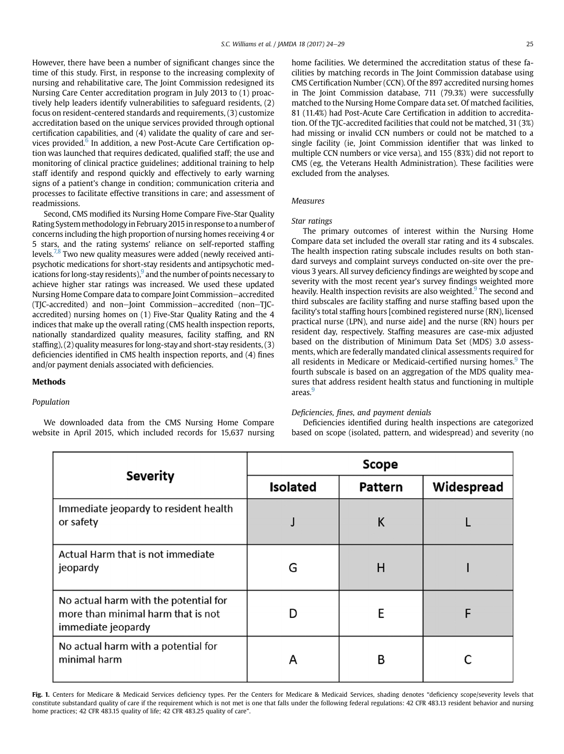However, there have been a number of significant changes since the time of this study. First, in response to the increasing complexity of nursing and rehabilitative care, The Joint Commission redesigned its Nursing Care Center accreditation program in July 2013 to (1) proactively help leaders identify vulnerabilities to safeguard residents, (2) focus on resident-centered standards and requirements, (3) customize accreditation based on the unique services provided through optional certification capabilities, and (4) validate the quality of care and services provided.[6] In addition, a new Post-Acute Care Certification option was launched that requires dedicated, qualified staff; the use and monitoring of clinical practice guidelines; additional training to help staff identify and respond quickly and effectively to early warning signs of a patient's change in condition; communication criteria and processes to facilitate effective transitions in care; and assessment of readmissions.

Second, CMS modified its Nursing Home Compare Five-Star Quality Rating System methodology in February 2015 in response to a number of concerns including the high proportion of nursing homes receiving 4 or 5 stars, and the rating systems' reliance on self-reported staffing levels.[7,8] Two new quality measures were added (newly received antipsychotic medications for short-stay residents and antipsychotic medications for long-stay residents),[9] and the number of points necessary to achieve higher star ratings was increased. We used these updated Nursing Home Compare data to compare Joint Commission–accredited (TJC-accredited) and non–Joint Commission–accredited (non–TJC-accredited) nursing homes on (1) Five-Star Quality Rating and the 4 indices that make up the overall rating (CMS health inspection reports, nationally standardized quality measures, facility staffing, and RN staffing), (2) quality measures for long-stay and short-stay residents, (3) deficiencies identified in CMS health inspection reports, and (4) fines and/or payment denials associated with deficiencies.

## Methods

### Population

We downloaded data from the CMS Nursing Home Compare website in April 2015, which included records for 15,637 nursing home facilities. We determined the accreditation status of these facilities by matching records in The Joint Commission database using CMS Certification Number (CCN). Of the 897 accredited nursing homes in The Joint Commission database, 711 (79.3%) were successfully matched to the Nursing Home Compare data set. Of matched facilities, 81 (11.4%) had Post-Acute Care Certification in addition to accreditation. Of the TJC-accredited facilities that could not be matched, 31 (3%) had missing or invalid CCN numbers or could not be matched to a single facility (ie, Joint Commission identifier that was linked to multiple CCN numbers or vice versa), and 155 (83%) did not report to CMS (eg, the Veterans Health Administration). These facilities were excluded from the analyses.

### Measures

#### Star ratings

The primary outcomes of interest within the Nursing Home Compare data set included the overall star rating and its 4 subscales. The health inspection rating subscale includes results on both standard surveys and complaint surveys conducted on-site over the previous 3 years. All survey deficiency findings are weighted by scope and severity with the most recent year's survey findings weighted more heavily. Health inspection revisits are also weighted.[9] The second and third subscales are facility staffing and nurse staffing based upon the facility's total staffing hours [combined registered nurse (RN), licensed practical nurse (LPN), and nurse aide] and the nurse (RN) hours per resident day, respectively. Staffing measures are case-mix adjusted based on the distribution of Minimum Data Set (MDS) 3.0 assessments, which are federally mandated clinical assessments required for all residents in Medicare or Medicaid-certified nursing homes.[9] The fourth subscale is based on an aggregation of the MDS quality measures that address resident health status and functioning in multiple areas.[9]

#### Deficiencies, fines, and payment denials

Deficiencies identified during health inspections are categorized based on scope (isolated, pattern, and widespread) and severity (no

| Severity | Scope | | |
|---|---|---|---|
| | Isolated | Pattern | Widespread |
| Immediate jeopardy to resident health or safety | J | K | L |
| Actual Harm that is not immediate jeopardy | G | H | I |
| No actual harm with the potential for more than minimal harm that is not immediate jeopardy | D | E | F |
| No actual harm with a potential for minimal harm | A | B | C |

**Fig. 1.** Centers for Medicare & Medicaid Services deficiency types. Per the Centers for Medicare & Medicaid Services, shading denotes "deficiency scope/severity levels that constitute substandard quality of care if the requirement which is not met is one that falls under the following federal regulations: 42 CFR 483.13 resident behavior and nursing home practices; 42 CFR 483.15 quality of life; 42 CFR 483.25 quality of care".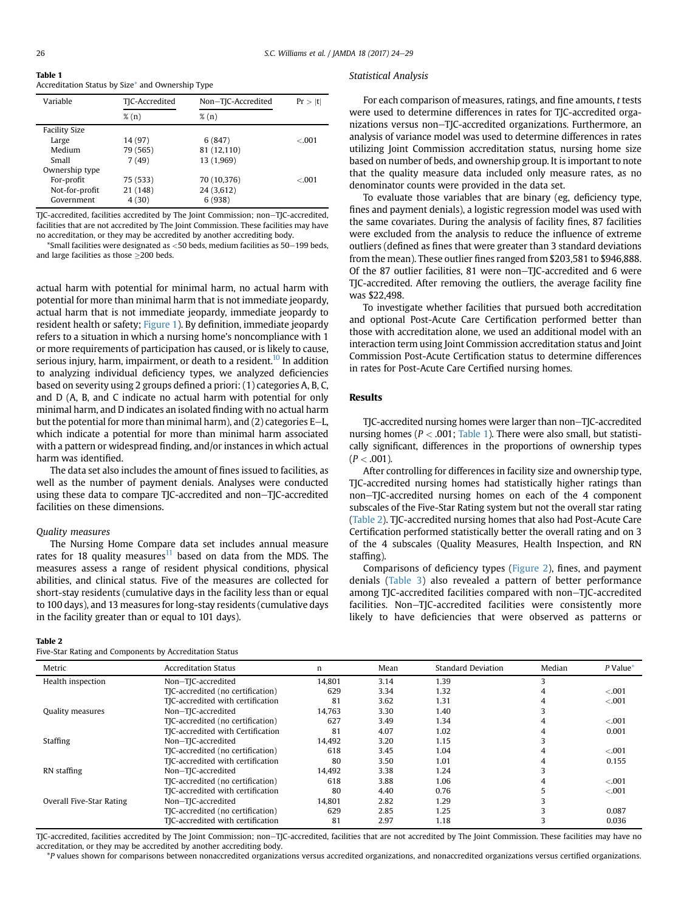**Table 1**
Accreditation Status by Size* and Ownership Type

| Variable | TJC-Accredited | Non–TJC-Accredited | Pr > \|t\| |
|---|---|---|---|
| | % (n) | % (n) | |
| Facility Size | | | |
| Large | 14 (97) | 6 (847) | <.001 |
| Medium | 79 (565) | 81 (12,110) | |
| Small | 7 (49) | 13 (1,969) | |
| Ownership type | | | |
| For-profit | 75 (533) | 70 (10,376) | <.001 |
| Not-for-profit | 21 (148) | 24 (3,612) | |
| Government | 4 (30) | 6 (938) | |

TJC-accredited, facilities accredited by The Joint Commission; non–TJC-accredited, facilities that are not accredited by The Joint Commission. These facilities may have no accreditation, or they may be accredited by another accrediting body.

*Small facilities were designated as <50 beds, medium facilities as 50–199 beds, and large facilities as those ≥200 beds.

actual harm with potential for minimal harm, no actual harm with potential for more than minimal harm that is not immediate jeopardy, actual harm that is not immediate jeopardy, immediate jeopardy to resident health or safety; Figure 1). By definition, immediate jeopardy refers to a situation in which a nursing home's noncompliance with 1 or more requirements of participation has caused, or is likely to cause, serious injury, harm, impairment, or death to a resident.[10] In addition to analyzing individual deficiency types, we analyzed deficiencies based on severity using 2 groups defined a priori: (1) categories A, B, C, and D (A, B, and C indicate no actual harm with potential for only minimal harm, and D indicates an isolated finding with no actual harm but the potential for more than minimal harm), and (2) categories E–L, which indicate a potential for more than minimal harm associated with a pattern or widespread finding, and/or instances in which actual harm was identified.

The data set also includes the amount of fines issued to facilities, as well as the number of payment denials. Analyses were conducted using these data to compare TJC-accredited and non–TJC-accredited facilities on these dimensions.

### *Quality measures*

The Nursing Home Compare data set includes annual measure rates for 18 quality measures[11] based on data from the MDS. The measures assess a range of resident physical conditions, physical abilities, and clinical status. Five of the measures are collected for short-stay residents (cumulative days in the facility less than or equal to 100 days), and 13 measures for long-stay residents (cumulative days in the facility greater than or equal to 101 days).

### *Statistical Analysis*

For each comparison of measures, ratings, and fine amounts, *t* tests were used to determine differences in rates for TJC-accredited organizations versus non–TJC-accredited organizations. Furthermore, an analysis of variance model was used to determine differences in rates utilizing Joint Commission accreditation status, nursing home size based on number of beds, and ownership group. It is important to note that the quality measure data included only measure rates, as no denominator counts were provided in the data set.

To evaluate those variables that are binary (eg, deficiency type, fines and payment denials), a logistic regression model was used with the same covariates. During the analysis of facility fines, 87 facilities were excluded from the analysis to reduce the influence of extreme outliers (defined as fines that were greater than 3 standard deviations from the mean). These outlier fines ranged from $203,581 to $946,888. Of the 87 outlier facilities, 81 were non–TJC-accredited and 6 were TJC-accredited. After removing the outliers, the average facility fine was $22,498.

To investigate whether facilities that pursued both accreditation and optional Post-Acute Care Certification performed better than those with accreditation alone, we used an additional model with an interaction term using Joint Commission accreditation status and Joint Commission Post-Acute Certification status to determine differences in rates for Post-Acute Care Certified nursing homes.

## Results

TJC-accredited nursing homes were larger than non–TJC-accredited nursing homes ($P < .001$; Table 1). There were also small, but statistically significant, differences in the proportions of ownership types ($P < .001$).

After controlling for differences in facility size and ownership type, TJC-accredited nursing homes had statistically higher ratings than non–TJC-accredited nursing homes on each of the 4 component subscales of the Five-Star Rating system but not the overall star rating (Table 2). TJC-accredited nursing homes that also had Post-Acute Care Certification performed statistically better the overall rating and on 3 of the 4 subscales (Quality Measures, Health Inspection, and RN staffing).

Comparisons of deficiency types (Figure 2), fines, and payment denials (Table 3) also revealed a pattern of better performance among TJC-accredited facilities compared with non–TJC-accredited facilities. Non–TJC-accredited facilities were consistently more likely to have deficiencies that were observed as patterns or

**Table 2**
Five-Star Rating and Components by Accreditation Status

| Metric | Accreditation Status | n | Mean | Standard Deviation | Median | *P* Value* |
|---|---|---|---|---|---|---|
| Health inspection | Non–TJC-accredited | 14,801 | 3.14 | 1.39 | 3 | |
| | TJC-accredited (no certification) | 629 | 3.34 | 1.32 | 4 | <.001 |
| | TJC-accredited with certification | 81 | 3.62 | 1.31 | 4 | <.001 |
| Quality measures | Non–TJC-accredited | 14,763 | 3.30 | 1.40 | 3 | |
| | TJC-accredited (no certification) | 627 | 3.49 | 1.34 | 4 | <.001 |
| | TJC-accredited with Certification | 81 | 4.07 | 1.02 | 4 | 0.001 |
| Staffing | Non–TJC-accredited | 14,492 | 3.20 | 1.15 | 3 | |
| | TJC-accredited (no certification) | 618 | 3.45 | 1.04 | 4 | <.001 |
| | TJC-accredited with certification | 80 | 3.50 | 1.01 | 4 | 0.155 |
| RN staffing | Non–TJC-accredited | 14,492 | 3.38 | 1.24 | 3 | |
| | TJC-accredited (no certification) | 618 | 3.88 | 1.06 | 4 | <.001 |
| | TJC-accredited with certification | 80 | 4.40 | 0.76 | 5 | <.001 |
| Overall Five-Star Rating | Non–TJC-accredited | 14,801 | 2.82 | 1.29 | 3 | |
| | TJC-accredited (no certification) | 629 | 2.85 | 1.25 | 3 | 0.087 |
| | TJC-accredited with certification | 81 | 2.97 | 1.18 | 3 | 0.036 |

TJC-accredited, facilities accredited by The Joint Commission; non–TJC-accredited, facilities that are not accredited by The Joint Commission. These facilities may have no accreditation, or they may be accredited by another accrediting body.

*P values shown for comparisons between nonaccredited organizations versus accredited organizations, and nonaccredited organizations versus certified organizations.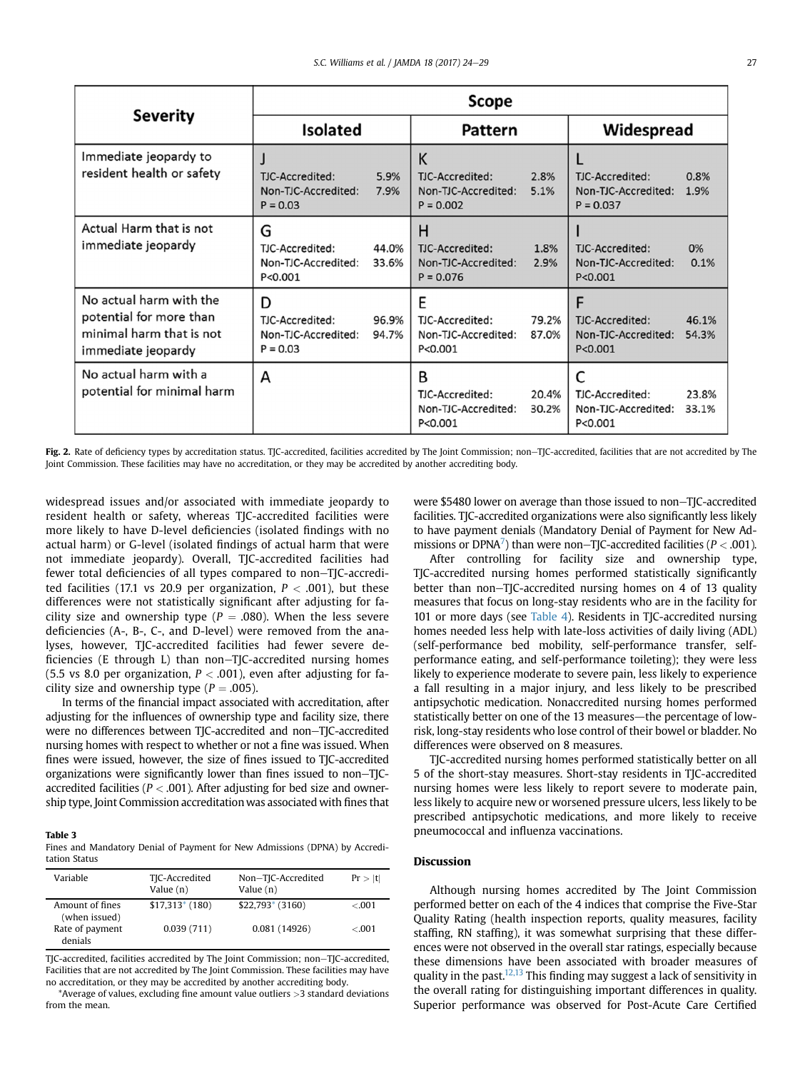| Severity | Scope | | |
|---|---|---|---|
| | Isolated | Pattern | Widespread |
| Immediate jeopardy to resident health or safety | J<br>TJC-Accredited: 5.9%<br>Non-TJC-Accredited: 7.9%<br>P = 0.03 | K<br>TJC-Accredited: 2.8%<br>Non-TJC-Accredited: 5.1%<br>P = 0.002 | L<br>TJC-Accredited: 0.8%<br>Non-TJC-Accredited: 1.9%<br>P = 0.037 |
| Actual Harm that is not immediate jeopardy | G<br>TJC-Accredited: 44.0%<br>Non-TJC-Accredited: 33.6%<br>P<0.001 | H<br>TJC-Accredited: 1.8%<br>Non-TJC-Accredited: 2.9%<br>P = 0.076 | I<br>TJC-Accredited: 0%<br>Non-TJC-Accredited: 0.1%<br>P<0.001 |
| No actual harm with the potential for more than minimal harm that is not immediate jeopardy | D<br>TJC-Accredited: 96.9%<br>Non-TJC-Accredited: 94.7%<br>P = 0.03 | E<br>TJC-Accredited: 79.2%<br>Non-TJC-Accredited: 87.0%<br>P<0.001 | F<br>TJC-Accredited: 46.1%<br>Non-TJC-Accredited: 54.3%<br>P<0.001 |
| No actual harm with a potential for minimal harm | A | B<br>TJC-Accredited: 20.4%<br>Non-TJC-Accredited: 30.2%<br>P<0.001 | C<br>TJC-Accredited: 23.8%<br>Non-TJC-Accredited: 33.1%<br>P<0.001 |

**Fig. 2.** Rate of deficiency types by accreditation status. TJC-accredited, facilities accredited by The Joint Commission; non–TJC-accredited, facilities that are not accredited by The Joint Commission. These facilities may have no accreditation, or they may be accredited by another accrediting body.

widespread issues and/or associated with immediate jeopardy to resident health or safety, whereas TJC-accredited facilities were more likely to have D-level deficiencies (isolated findings with no actual harm) or G-level (isolated findings of actual harm that were not immediate jeopardy). Overall, TJC-accredited facilities had fewer total deficiencies of all types compared to non–TJC-accredited facilities (17.1 vs 20.9 per organization, $P < .001$), but these differences were not statistically significant after adjusting for facility size and ownership type ($P = .080$). When the less severe deficiencies (A-, B-, C-, and D-level) were removed from the analyses, however, TJC-accredited facilities had fewer severe deficiencies (E through L) than non–TJC-accredited nursing homes (5.5 vs 8.0 per organization, $P < .001$), even after adjusting for facility size and ownership type ($P = .005$).

In terms of the financial impact associated with accreditation, after adjusting for the influences of ownership type and facility size, there were no differences between TJC-accredited and non–TJC-accredited nursing homes with respect to whether or not a fine was issued. When fines were issued, however, the size of fines issued to TJC-accredited organizations were significantly lower than fines issued to non–TJC-accredited facilities ($P < .001$). After adjusting for bed size and ownership type, Joint Commission accreditation was associated with fines that were $5480 lower on average than those issued to non–TJC-accredited facilities. TJC-accredited organizations were also significantly less likely to have payment denials (Mandatory Denial of Payment for New Admissions or DPNA[7]) than were non–TJC-accredited facilities ($P < .001$).

**Table 3**
Fines and Mandatory Denial of Payment for New Admissions (DPNA) by Accreditation Status

| Variable | TJC-Accredited Value (n) | Non–TJC-Accredited Value (n) | Pr > \|t\| |
|---|---|---|---|
| Amount of fines (when issued) | $17,313* (180) | $22,793* (3160) | <.001 |
| Rate of payment denials | 0.039 (711) | 0.081 (14926) | <.001 |

TJC-accredited, facilities accredited by The Joint Commission; non–TJC-accredited, Facilities that are not accredited by The Joint Commission. These facilities may have no accreditation, or they may be accredited by another accrediting body.

*Average of values, excluding fine amount value outliers >3 standard deviations from the mean.

After controlling for facility size and ownership type, TJC-accredited nursing homes performed statistically significantly better than non–TJC-accredited nursing homes on 4 of 13 quality measures that focus on long-stay residents who are in the facility for 101 or more days (see Table 4). Residents in TJC-accredited nursing homes needed less help with late-loss activities of daily living (ADL) (self-performance bed mobility, self-performance transfer, self-performance eating, and self-performance toileting); they were less likely to experience moderate to severe pain, less likely to experience a fall resulting in a major injury, and less likely to be prescribed antipsychotic medication. Nonaccredited nursing homes performed statistically better on one of the 13 measures—the percentage of low-risk, long-stay residents who lose control of their bowel or bladder. No differences were observed on 8 measures.

TJC-accredited nursing homes performed statistically better on all 5 of the short-stay measures. Short-stay residents in TJC-accredited nursing homes were less likely to report severe to moderate pain, less likely to acquire new or worsened pressure ulcers, less likely to be prescribed antipsychotic medications, and more likely to receive pneumococcal and influenza vaccinations.

## Discussion

Although nursing homes accredited by The Joint Commission performed better on each of the 4 indices that comprise the Five-Star Quality Rating (health inspection reports, quality measures, facility staffing, RN staffing), it was somewhat surprising that these differences were not observed in the overall star ratings, especially because these dimensions have been associated with broader measures of quality in the past.[12,13] This finding may suggest a lack of sensitivity in the overall rating for distinguishing important differences in quality. Superior performance was observed for Post-Acute Care Certified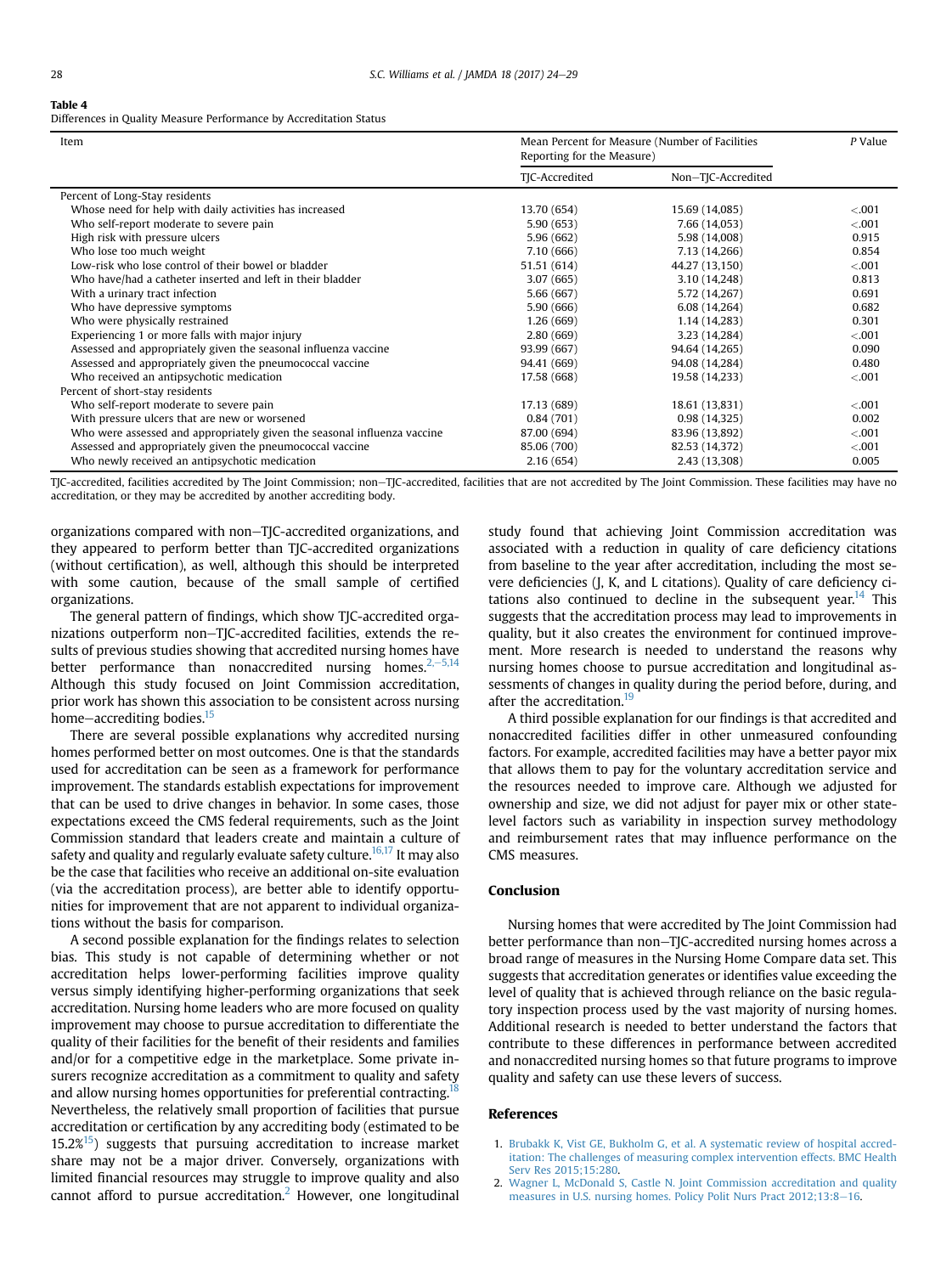**Table 4**
Differences in Quality Measure Performance by Accreditation Status

| Item | Mean Percent for Measure (Number of Facilities Reporting for the Measure) | | *P* Value |
|---|---|---|---|
| | TJC-Accredited | Non–TJC-Accredited | |
| Percent of Long-Stay residents | | | |
| Whose need for help with daily activities has increased | 13.70 (654) | 15.69 (14,085) | <.001 |
| Who self-report moderate to severe pain | 5.90 (653) | 7.66 (14,053) | <.001 |
| High risk with pressure ulcers | 5.96 (662) | 5.98 (14,008) | 0.915 |
| Who lose too much weight | 7.10 (666) | 7.13 (14,266) | 0.854 |
| Low-risk who lose control of their bowel or bladder | 51.51 (614) | 44.27 (13,150) | <.001 |
| Who have/had a catheter inserted and left in their bladder | 3.07 (665) | 3.10 (14,248) | 0.813 |
| With a urinary tract infection | 5.66 (667) | 5.72 (14,267) | 0.691 |
| Who have depressive symptoms | 5.90 (666) | 6.08 (14,264) | 0.682 |
| Who were physically restrained | 1.26 (669) | 1.14 (14,283) | 0.301 |
| Experiencing 1 or more falls with major injury | 2.80 (669) | 3.23 (14,284) | <.001 |
| Assessed and appropriately given the seasonal influenza vaccine | 93.99 (667) | 94.64 (14,265) | 0.090 |
| Assessed and appropriately given the pneumococcal vaccine | 94.41 (669) | 94.08 (14,284) | 0.480 |
| Who received an antipsychotic medication | 17.58 (668) | 19.58 (14,233) | <.001 |
| Percent of short-stay residents | | | |
| Who self-report moderate to severe pain | 17.13 (689) | 18.61 (13,831) | <.001 |
| With pressure ulcers that are new or worsened | 0.84 (701) | 0.98 (14,325) | 0.002 |
| Who were assessed and appropriately given the seasonal influenza vaccine | 87.00 (694) | 83.96 (13,892) | <.001 |
| Assessed and appropriately given the pneumococcal vaccine | 85.06 (700) | 82.53 (14,372) | <.001 |
| Who newly received an antipsychotic medication | 2.16 (654) | 2.43 (13,308) | 0.005 |

TJC-accredited, facilities accredited by The Joint Commission; non–TJC-accredited, facilities that are not accredited by The Joint Commission. These facilities may have no accreditation, or they may be accredited by another accrediting body.

organizations compared with non–TJC-accredited organizations, and they appeared to perform better than TJC-accredited organizations (without certification), as well, although this should be interpreted with some caution, because of the small sample of certified organizations.

The general pattern of findings, which show TJC-accredited organizations outperform non–TJC-accredited facilities, extends the results of previous studies showing that accredited nursing homes have better performance than nonaccredited nursing homes.[2–5,14] Although this study focused on Joint Commission accreditation, prior work has shown this association to be consistent across nursing home–accrediting bodies.[15]

There are several possible explanations why accredited nursing homes performed better on most outcomes. One is that the standards used for accreditation can be seen as a framework for performance improvement. The standards establish expectations for improvement that can be used to drive changes in behavior. In some cases, those expectations exceed the CMS federal requirements, such as the Joint Commission standard that leaders create and maintain a culture of safety and quality and regularly evaluate safety culture.[16,17] It may also be the case that facilities who receive an additional on-site evaluation (via the accreditation process), are better able to identify opportunities for improvement that are not apparent to individual organizations without the basis for comparison.

A second possible explanation for the findings relates to selection bias. This study is not capable of determining whether or not accreditation helps lower-performing facilities improve quality versus simply identifying higher-performing organizations that seek accreditation. Nursing home leaders who are more focused on quality improvement may choose to pursue accreditation to differentiate the quality of their facilities for the benefit of their residents and families and/or for a competitive edge in the marketplace. Some private insurers recognize accreditation as a commitment to quality and safety and allow nursing homes opportunities for preferential contracting.[18] Nevertheless, the relatively small proportion of facilities that pursue accreditation or certification by any accrediting body (estimated to be 15.2%[15]) suggests that pursuing accreditation to increase market share may not be a major driver. Conversely, organizations with limited financial resources may struggle to improve quality and also cannot afford to pursue accreditation.[2] However, one longitudinal study found that achieving Joint Commission accreditation was associated with a reduction in quality of care deficiency citations from baseline to the year after accreditation, including the most severe deficiencies (J, K, and L citations). Quality of care deficiency citations also continued to decline in the subsequent year.[14] This suggests that the accreditation process may lead to improvements in quality, but it also creates the environment for continued improvement. More research is needed to understand the reasons why nursing homes choose to pursue accreditation and longitudinal assessments of changes in quality during the period before, during, and after the accreditation.[19]

A third possible explanation for our findings is that accredited and nonaccredited facilities differ in other unmeasured confounding factors. For example, accredited facilities may have a better payor mix that allows them to pay for the voluntary accreditation service and the resources needed to improve care. Although we adjusted for ownership and size, we did not adjust for payer mix or other state-level factors such as variability in inspection survey methodology and reimbursement rates that may influence performance on the CMS measures.

## Conclusion

Nursing homes that were accredited by The Joint Commission had better performance than non–TJC-accredited nursing homes across a broad range of measures in the Nursing Home Compare data set. This suggests that accreditation generates or identifies value exceeding the level of quality that is achieved through reliance on the basic regulatory inspection process used by the vast majority of nursing homes. Additional research is needed to better understand the factors that contribute to these differences in performance between accredited and nonaccredited nursing homes so that future programs to improve quality and safety can use these levers of success.

## References

1. Brubakk K, Vist GE, Bukholm G, et al. A systematic review of hospital accreditation: The challenges of measuring complex intervention effects. BMC Health Serv Res 2015;15:280.
2. Wagner L, McDonald S, Castle N. Joint Commission accreditation and quality measures in U.S. nursing homes. Policy Polit Nurs Pract 2012;13:8–16.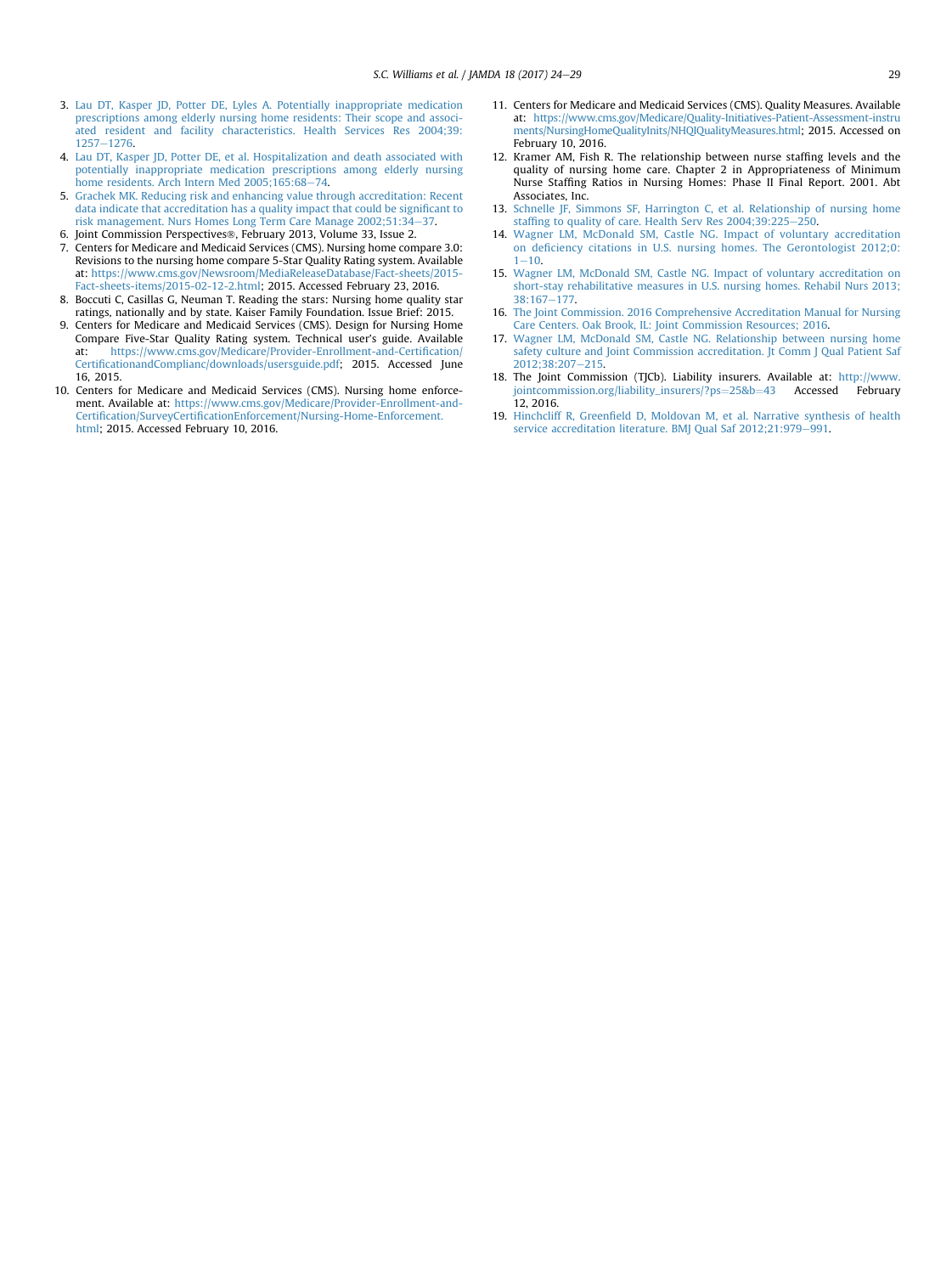3. Lau DT, Kasper JD, Potter DE, Lyles A. Potentially inappropriate medication prescriptions among elderly nursing home residents: Their scope and associated resident and facility characteristics. Health Services Res 2004;39:1257–1276.
4. Lau DT, Kasper JD, Potter DE, et al. Hospitalization and death associated with potentially inappropriate medication prescriptions among elderly nursing home residents. Arch Intern Med 2005;165:68–74.
5. Grachek MK. Reducing risk and enhancing value through accreditation: Recent data indicate that accreditation has a quality impact that could be significant to risk management. Nurs Homes Long Term Care Manage 2002;51:34–37.
6. Joint Commission Perspectives®, February 2013, Volume 33, Issue 2.
7. Centers for Medicare and Medicaid Services (CMS). Nursing home compare 3.0: Revisions to the nursing home compare 5-Star Quality Rating system. Available at: https://www.cms.gov/Newsroom/MediaReleaseDatabase/Fact-sheets/2015-Fact-sheets-items/2015-02-12-2.html; 2015. Accessed February 23, 2016.
8. Boccuti C, Casillas G, Neuman T. Reading the stars: Nursing home quality star ratings, nationally and by state. Kaiser Family Foundation. Issue Brief: 2015.
9. Centers for Medicare and Medicaid Services (CMS). Design for Nursing Home Compare Five-Star Quality Rating system. Technical user's guide. Available at: https://www.cms.gov/Medicare/Provider-Enrollment-and-Certification/CertificationandComplianc/downloads/usersguide.pdf; 2015. Accessed June 16, 2015.
10. Centers for Medicare and Medicaid Services (CMS). Nursing home enforcement. Available at: https://www.cms.gov/Medicare/Provider-Enrollment-and-Certification/SurveyCertificationEnforcement/Nursing-Home-Enforcement.html; 2015. Accessed February 10, 2016.
11. Centers for Medicare and Medicaid Services (CMS). Quality Measures. Available at: https://www.cms.gov/Medicare/Quality-Initiatives-Patient-Assessment-instruments/NursingHomeQualityInits/NHQIQualityMeasures.html; 2015. Accessed on February 10, 2016.
12. Kramer AM, Fish R. The relationship between nurse staffing levels and the quality of nursing home care. Chapter 2 in Appropriateness of Minimum Nurse Staffing Ratios in Nursing Homes: Phase II Final Report. 2001. Abt Associates, Inc.
13. Schnelle JF, Simmons SF, Harrington C, et al. Relationship of nursing home staffing to quality of care. Health Serv Res 2004;39:225–250.
14. Wagner LM, McDonald SM, Castle NG. Impact of voluntary accreditation on deficiency citations in U.S. nursing homes. The Gerontologist 2012;0:1–10.
15. Wagner LM, McDonald SM, Castle NG. Impact of voluntary accreditation on short-stay rehabilitative measures in U.S. nursing homes. Rehabil Nurs 2013;38:167–177.
16. The Joint Commission. 2016 Comprehensive Accreditation Manual for Nursing Care Centers. Oak Brook, IL: Joint Commission Resources; 2016.
17. Wagner LM, McDonald SM, Castle NG. Relationship between nursing home safety culture and Joint Commission accreditation. Jt Comm J Qual Patient Saf 2012;38:207–215.
18. The Joint Commission (TJCb). Liability insurers. Available at: http://www.jointcommission.org/liability_insurers/?ps=25&b=43 Accessed February 12, 2016.
19. Hinchcliff R, Greenfield D, Moldovan M, et al. Narrative synthesis of health service accreditation literature. BMJ Qual Saf 2012;21:979–991.